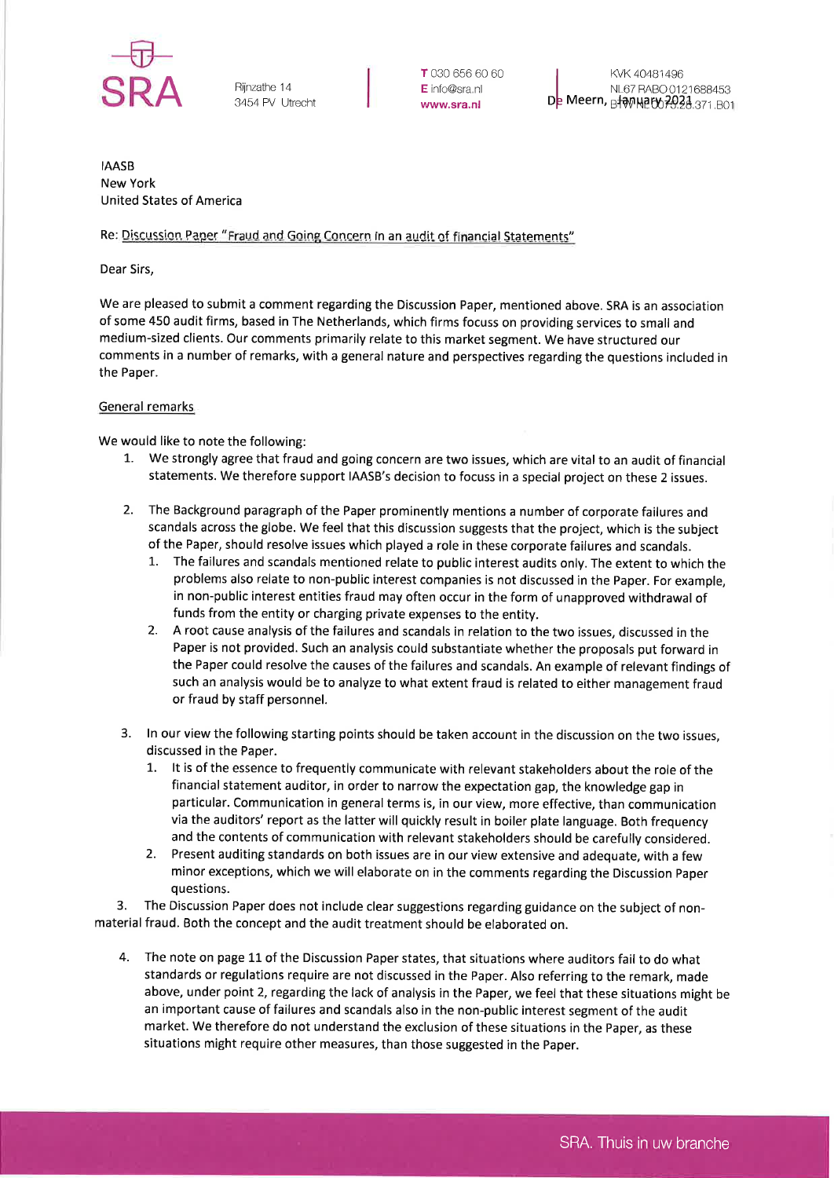SRA

Rijnzathe 14
3454 PV Utrecht

T 030 656 60 60
E info@sra.nl
www.sra.nl

KVK 40481496
NL67 RABO 0121688453
BTW NL0070.28.371.B01

De Meern, January 2021

IAASB
New York
United States of America

Re: Discussion Paper "Fraud and Going Concern in an audit of financial Statements"

Dear Sirs,

We are pleased to submit a comment regarding the Discussion Paper, mentioned above. SRA is an association of some 450 audit firms, based in The Netherlands, which firms focuss on providing services to small and medium-sized clients. Our comments primarily relate to this market segment. We have structured our comments in a number of remarks, with a general nature and perspectives regarding the questions included in the Paper.

General remarks

We would like to note the following:

1. We strongly agree that fraud and going concern are two issues, which are vital to an audit of financial statements. We therefore support IAASB's decision to focuss in a special project on these 2 issues.

2. The Background paragraph of the Paper prominently mentions a number of corporate failures and scandals across the globe. We feel that this discussion suggests that the project, which is the subject of the Paper, should resolve issues which played a role in these corporate failures and scandals.
   1. The failures and scandals mentioned relate to public interest audits only. The extent to which the problems also relate to non-public interest companies is not discussed in the Paper. For example, in non-public interest entities fraud may often occur in the form of unapproved withdrawal of funds from the entity or charging private expenses to the entity.
   2. A root cause analysis of the failures and scandals in relation to the two issues, discussed in the Paper is not provided. Such an analysis could substantiate whether the proposals put forward in the Paper could resolve the causes of the failures and scandals. An example of relevant findings of such an analysis would be to analyze to what extent fraud is related to either management fraud or fraud by staff personnel.

3. In our view the following starting points should be taken account in the discussion on the two issues, discussed in the Paper.
   1. It is of the essence to frequently communicate with relevant stakeholders about the role of the financial statement auditor, in order to narrow the expectation gap, the knowledge gap in particular. Communication in general terms is, in our view, more effective, than communication via the auditors' report as the latter will quickly result in boiler plate language. Both frequency and the contents of communication with relevant stakeholders should be carefully considered.
   2. Present auditing standards on both issues are in our view extensive and adequate, with a few minor exceptions, which we will elaborate on in the comments regarding the Discussion Paper questions.
   3. The Discussion Paper does not include clear suggestions regarding guidance on the subject of non-material fraud. Both the concept and the audit treatment should be elaborated on.

4. The note on page 11 of the Discussion Paper states, that situations where auditors fail to do what standards or regulations require are not discussed in the Paper. Also referring to the remark, made above, under point 2, regarding the lack of analysis in the Paper, we feel that these situations might be an important cause of failures and scandals also in the non-public interest segment of the audit market. We therefore do not understand the exclusion of these situations in the Paper, as these situations might require other measures, than those suggested in the Paper.

SRA. Thuis in uw branche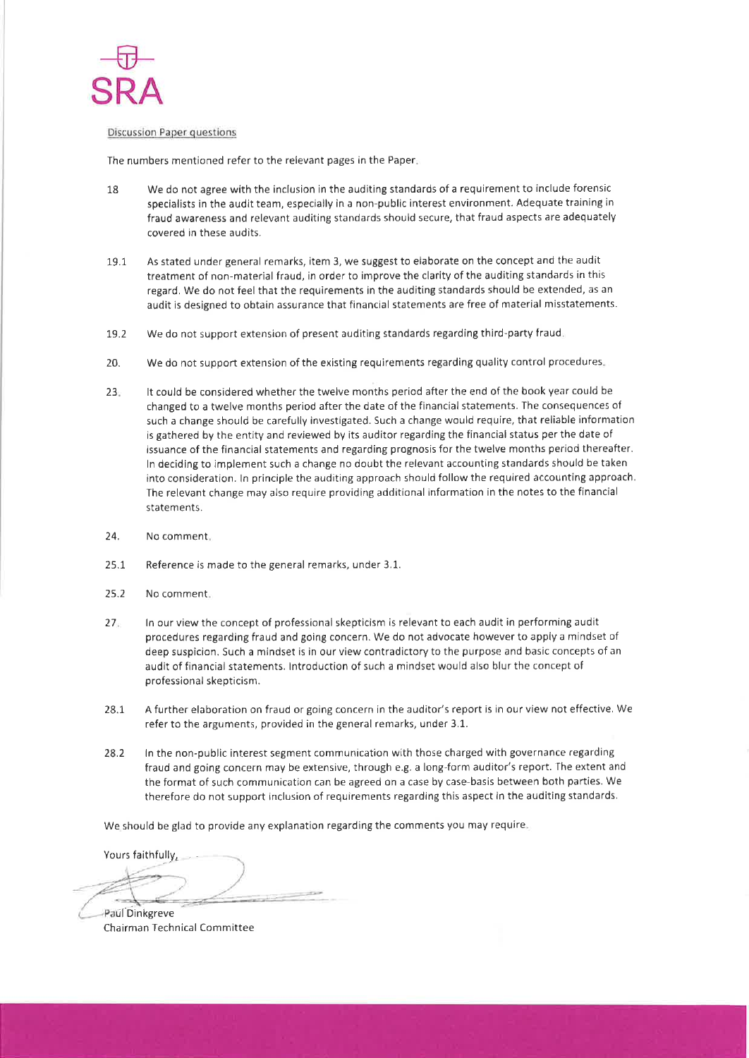SRA

Discussion Paper questions

The numbers mentioned refer to the relevant pages in the Paper.

18 We do not agree with the inclusion in the auditing standards of a requirement to include forensic specialists in the audit team, especially in a non-public interest environment. Adequate training in fraud awareness and relevant auditing standards should secure, that fraud aspects are adequately covered in these audits.

19.1 As stated under general remarks, item 3, we suggest to elaborate on the concept and the audit treatment of non-material fraud, in order to improve the clarity of the auditing standards in this regard. We do not feel that the requirements in the auditing standards should be extended, as an audit is designed to obtain assurance that financial statements are free of material misstatements.

19.2 We do not support extension of present auditing standards regarding third-party fraud.

20. We do not support extension of the existing requirements regarding quality control procedures.

23. It could be considered whether the twelve months period after the end of the book year could be changed to a twelve months period after the date of the financial statements. The consequences of such a change should be carefully investigated. Such a change would require, that reliable information is gathered by the entity and reviewed by its auditor regarding the financial status per the date of issuance of the financial statements and regarding prognosis for the twelve months period thereafter. In deciding to implement such a change no doubt the relevant accounting standards should be taken into consideration. In principle the auditing approach should follow the required accounting approach. The relevant change may also require providing additional information in the notes to the financial statements.

24. No comment.

25.1 Reference is made to the general remarks, under 3.1.

25.2 No comment.

27. In our view the concept of professional skepticism is relevant to each audit in performing audit procedures regarding fraud and going concern. We do not advocate however to apply a mindset of deep suspicion. Such a mindset is in our view contradictory to the purpose and basic concepts of an audit of financial statements. Introduction of such a mindset would also blur the concept of professional skepticism.

28.1 A further elaboration on fraud or going concern in the auditor's report is in our view not effective. We refer to the arguments, provided in the general remarks, under 3.1.

28.2 In the non-public interest segment communication with those charged with governance regarding fraud and going concern may be extensive, through e.g. a long-form auditor's report. The extent and the format of such communication can be agreed on a case by case-basis between both parties. We therefore do not support inclusion of requirements regarding this aspect in the auditing standards.

We should be glad to provide any explanation regarding the comments you may require.

Yours faithfully,

Paul Dinkgreve
Chairman Technical Committee